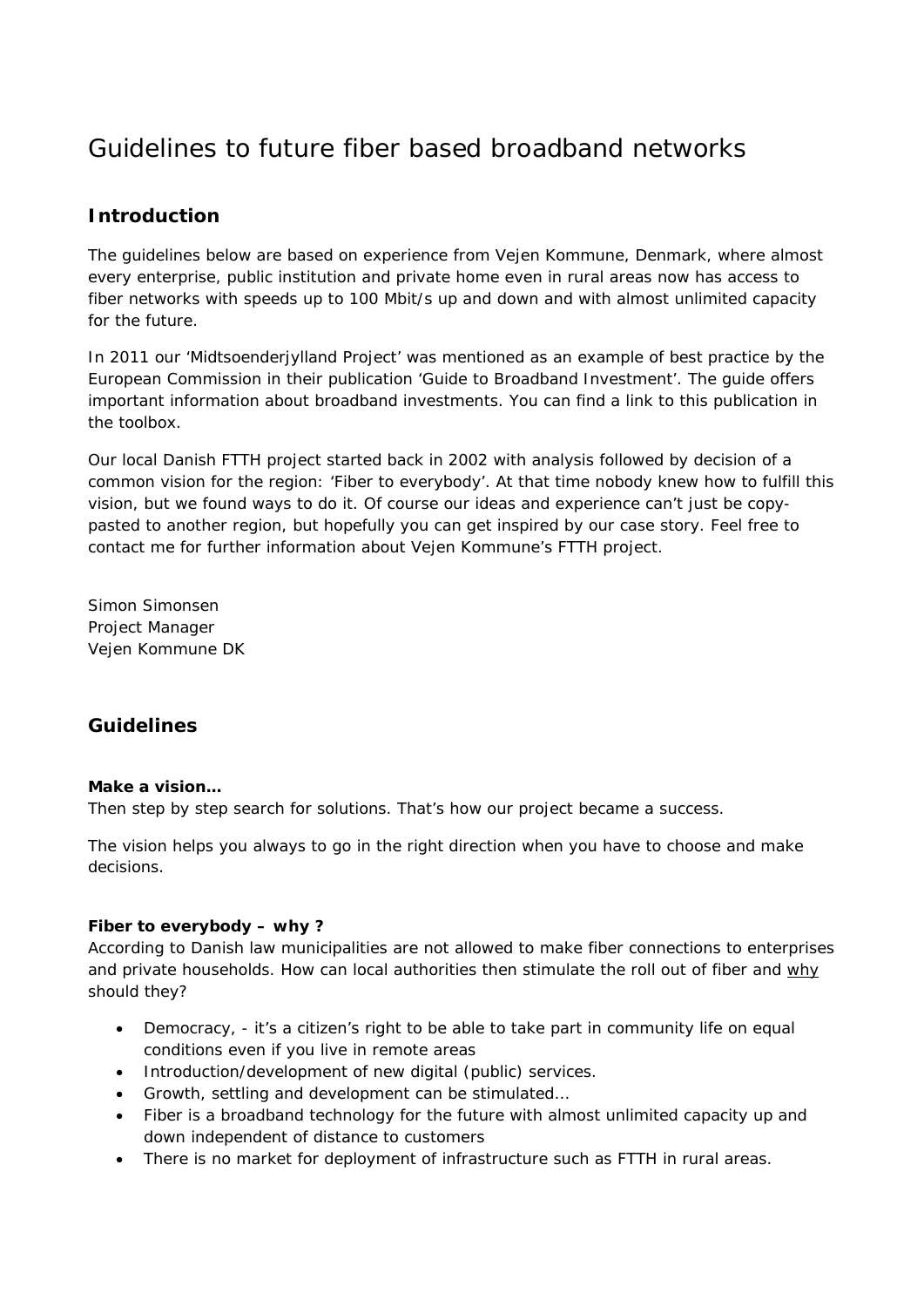# Guidelines to future fiber based broadband networks

## Introduction

The guidelines below are based on experience from Vejen Kommune, Denmark, where almost every enterprise, public institution and private home even in rural areas now has access to fiber networks with speeds up to 100 Mbit/s up and down and with almost unlimited capacity for the future.

In 2011 our 'Midtsoenderjylland Project' was mentioned as an example of best practice by the European Commission in their publication 'Guide to Broadband Investment'. The guide offers important information about broadband investments. You can find a link to this publication in the toolbox.

Our local Danish FTTH project started back in 2002 with analysis followed by decision of a common vision for the region: 'Fiber to everybody'. At that time nobody knew how to fulfill this vision, but we found ways to do it. Of course our ideas and experience can't just be copy-pasted to another region, but hopefully you can get inspired by our case story. Feel free to contact me for further information about Vejen Kommune's FTTH project.

Simon Simonsen
Project Manager
Vejen Kommune DK

## Guidelines

**Make a vision…**
Then step by step search for solutions. That's how our project became a success.

The vision helps you always to go in the right direction when you have to choose and make decisions.

**Fiber to everybody – why ?**
According to Danish law municipalities are not allowed to make fiber connections to enterprises and private households. How can local authorities then stimulate the roll out of fiber and <u>why</u> should they?

- Democracy, - it's a citizen's right to be able to take part in community life on equal conditions even if you live in remote areas
- Introduction/development of new digital (public) services.
- Growth, settling and development can be stimulated…
- Fiber is a broadband technology for the future with almost unlimited capacity up and down independent of distance to customers
- There is no market for deployment of infrastructure such as FTTH in rural areas.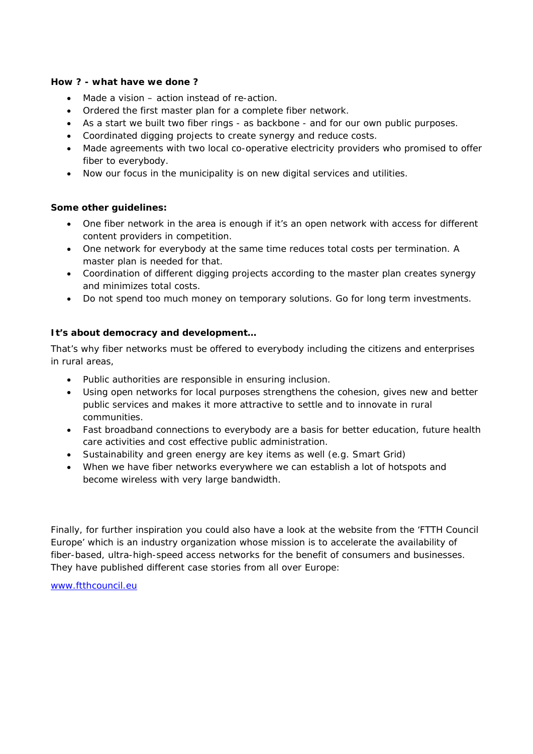**How ? - what have we done ?**

- Made a vision – action instead of re-action.
- Ordered the first master plan for a complete fiber network.
- As a start we built two fiber rings - as backbone - and for our own public purposes.
- Coordinated digging projects to create synergy and reduce costs.
- Made agreements with two local co-operative electricity providers who promised to offer fiber to everybody.
- Now our focus in the municipality is on new digital services and utilities.

**Some other guidelines:**

- One fiber network in the area is enough if it's an open network with access for different content providers in competition.
- One network for everybody at the same time reduces total costs per termination. A master plan is needed for that.
- Coordination of different digging projects according to the master plan creates synergy and minimizes total costs.
- Do not spend too much money on temporary solutions. Go for long term investments.

**It's about democracy and development…**

That's why fiber networks must be offered to everybody including the citizens and enterprises in rural areas,

- Public authorities are responsible in ensuring inclusion.
- Using open networks for local purposes strengthens the cohesion, gives new and better public services and makes it more attractive to settle and to innovate in rural communities.
- Fast broadband connections to everybody are a basis for better education, future health care activities and cost effective public administration.
- Sustainability and green energy are key items as well (e.g. Smart Grid)
- When we have fiber networks everywhere we can establish a lot of hotspots and become wireless with very large bandwidth.

Finally, for further inspiration you could also have a look at the website from the 'FTTH Council Europe' which is an industry organization whose mission is to accelerate the availability of fiber-based, ultra-high-speed access networks for the benefit of consumers and businesses. They have published different case stories from all over Europe:

[www.ftthcouncil.eu](http://www.ftthcouncil.eu)